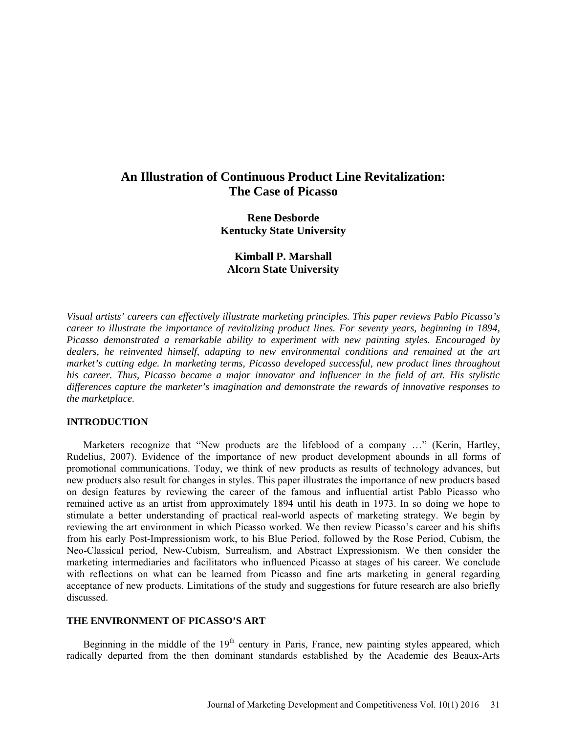# An Illustration of Continuous Product Line Revitalization: The Case of Picasso

**Rene Desborde**
**Kentucky State University**

**Kimball P. Marshall**
**Alcorn State University**

*Visual artists' careers can effectively illustrate marketing principles. This paper reviews Pablo Picasso's career to illustrate the importance of revitalizing product lines. For seventy years, beginning in 1894, Picasso demonstrated a remarkable ability to experiment with new painting styles. Encouraged by dealers, he reinvented himself, adapting to new environmental conditions and remained at the art market's cutting edge. In marketing terms, Picasso developed successful, new product lines throughout his career. Thus, Picasso became a major innovator and influencer in the field of art. His stylistic differences capture the marketer's imagination and demonstrate the rewards of innovative responses to the marketplace.*

## INTRODUCTION

Marketers recognize that "New products are the lifeblood of a company …" (Kerin, Hartley, Rudelius, 2007). Evidence of the importance of new product development abounds in all forms of promotional communications. Today, we think of new products as results of technology advances, but new products also result for changes in styles. This paper illustrates the importance of new products based on design features by reviewing the career of the famous and influential artist Pablo Picasso who remained active as an artist from approximately 1894 until his death in 1973. In so doing we hope to stimulate a better understanding of practical real-world aspects of marketing strategy. We begin by reviewing the art environment in which Picasso worked. We then review Picasso's career and his shifts from his early Post-Impressionism work, to his Blue Period, followed by the Rose Period, Cubism, the Neo-Classical period, New-Cubism, Surrealism, and Abstract Expressionism. We then consider the marketing intermediaries and facilitators who influenced Picasso at stages of his career. We conclude with reflections on what can be learned from Picasso and fine arts marketing in general regarding acceptance of new products. Limitations of the study and suggestions for future research are also briefly discussed.

## THE ENVIRONMENT OF PICASSO'S ART

Beginning in the middle of the 19th century in Paris, France, new painting styles appeared, which radically departed from the then dominant standards established by the Academie des Beaux-Arts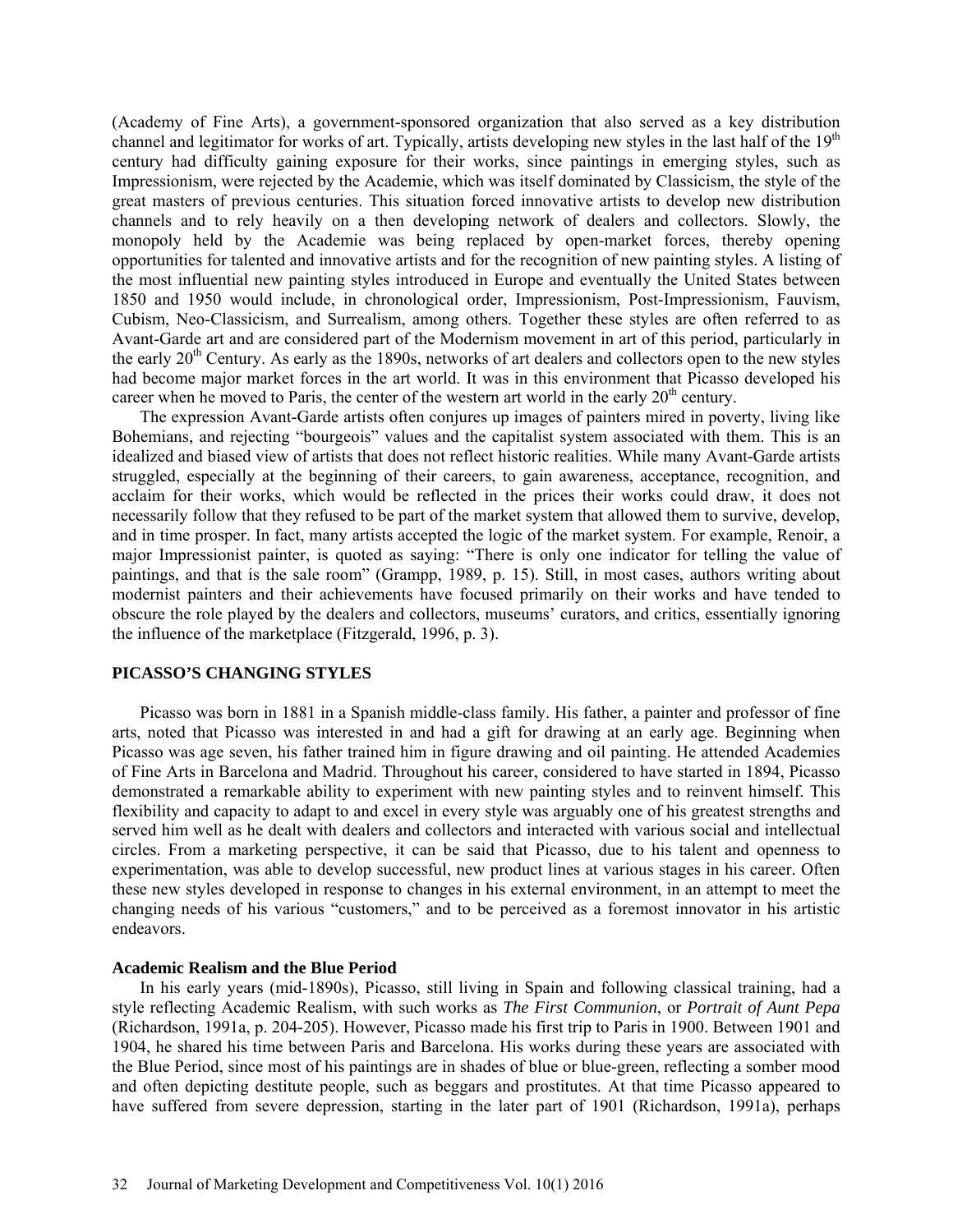(Academy of Fine Arts), a government-sponsored organization that also served as a key distribution channel and legitimator for works of art. Typically, artists developing new styles in the last half of the 19th century had difficulty gaining exposure for their works, since paintings in emerging styles, such as Impressionism, were rejected by the Academie, which was itself dominated by Classicism, the style of the great masters of previous centuries. This situation forced innovative artists to develop new distribution channels and to rely heavily on a then developing network of dealers and collectors. Slowly, the monopoly held by the Academie was being replaced by open-market forces, thereby opening opportunities for talented and innovative artists and for the recognition of new painting styles. A listing of the most influential new painting styles introduced in Europe and eventually the United States between 1850 and 1950 would include, in chronological order, Impressionism, Post-Impressionism, Fauvism, Cubism, Neo-Classicism, and Surrealism, among others. Together these styles are often referred to as Avant-Garde art and are considered part of the Modernism movement in art of this period, particularly in the early 20th Century. As early as the 1890s, networks of art dealers and collectors open to the new styles had become major market forces in the art world. It was in this environment that Picasso developed his career when he moved to Paris, the center of the western art world in the early 20th century.

The expression Avant-Garde artists often conjures up images of painters mired in poverty, living like Bohemians, and rejecting "bourgeois" values and the capitalist system associated with them. This is an idealized and biased view of artists that does not reflect historic realities. While many Avant-Garde artists struggled, especially at the beginning of their careers, to gain awareness, acceptance, recognition, and acclaim for their works, which would be reflected in the prices their works could draw, it does not necessarily follow that they refused to be part of the market system that allowed them to survive, develop, and in time prosper. In fact, many artists accepted the logic of the market system. For example, Renoir, a major Impressionist painter, is quoted as saying: "There is only one indicator for telling the value of paintings, and that is the sale room" (Grampp, 1989, p. 15). Still, in most cases, authors writing about modernist painters and their achievements have focused primarily on their works and have tended to obscure the role played by the dealers and collectors, museums' curators, and critics, essentially ignoring the influence of the marketplace (Fitzgerald, 1996, p. 3).

## PICASSO'S CHANGING STYLES

Picasso was born in 1881 in a Spanish middle-class family. His father, a painter and professor of fine arts, noted that Picasso was interested in and had a gift for drawing at an early age. Beginning when Picasso was age seven, his father trained him in figure drawing and oil painting. He attended Academies of Fine Arts in Barcelona and Madrid. Throughout his career, considered to have started in 1894, Picasso demonstrated a remarkable ability to experiment with new painting styles and to reinvent himself. This flexibility and capacity to adapt to and excel in every style was arguably one of his greatest strengths and served him well as he dealt with dealers and collectors and interacted with various social and intellectual circles. From a marketing perspective, it can be said that Picasso, due to his talent and openness to experimentation, was able to develop successful, new product lines at various stages in his career. Often these new styles developed in response to changes in his external environment, in an attempt to meet the changing needs of his various "customers," and to be perceived as a foremost innovator in his artistic endeavors.

### Academic Realism and the Blue Period

In his early years (mid-1890s), Picasso, still living in Spain and following classical training, had a style reflecting Academic Realism, with such works as *The First Communion*, or *Portrait of Aunt Pepa* (Richardson, 1991a, p. 204-205). However, Picasso made his first trip to Paris in 1900. Between 1901 and 1904, he shared his time between Paris and Barcelona. His works during these years are associated with the Blue Period, since most of his paintings are in shades of blue or blue-green, reflecting a somber mood and often depicting destitute people, such as beggars and prostitutes. At that time Picasso appeared to have suffered from severe depression, starting in the later part of 1901 (Richardson, 1991a), perhaps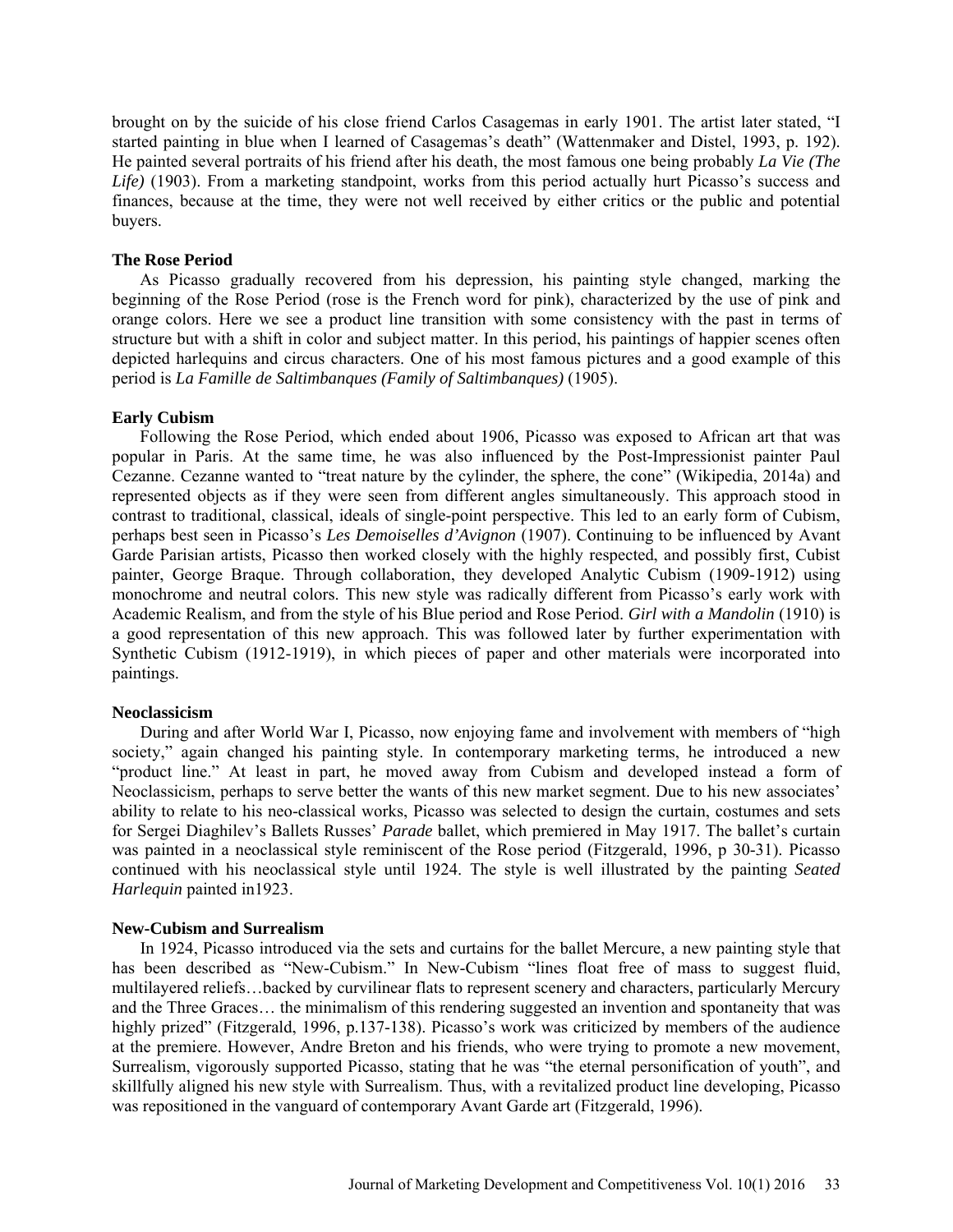brought on by the suicide of his close friend Carlos Casagemas in early 1901. The artist later stated, "I started painting in blue when I learned of Casagemas's death" (Wattenmaker and Distel, 1993, p. 192). He painted several portraits of his friend after his death, the most famous one being probably *La Vie (The Life)* (1903). From a marketing standpoint, works from this period actually hurt Picasso's success and finances, because at the time, they were not well received by either critics or the public and potential buyers.

### The Rose Period

As Picasso gradually recovered from his depression, his painting style changed, marking the beginning of the Rose Period (rose is the French word for pink), characterized by the use of pink and orange colors. Here we see a product line transition with some consistency with the past in terms of structure but with a shift in color and subject matter. In this period, his paintings of happier scenes often depicted harlequins and circus characters. One of his most famous pictures and a good example of this period is *La Famille de Saltimbanques (Family of Saltimbanques)* (1905).

### Early Cubism

Following the Rose Period, which ended about 1906, Picasso was exposed to African art that was popular in Paris. At the same time, he was also influenced by the Post-Impressionist painter Paul Cezanne. Cezanne wanted to "treat nature by the cylinder, the sphere, the cone" (Wikipedia, 2014a) and represented objects as if they were seen from different angles simultaneously. This approach stood in contrast to traditional, classical, ideals of single-point perspective. This led to an early form of Cubism, perhaps best seen in Picasso's *Les Demoiselles d'Avignon* (1907). Continuing to be influenced by Avant Garde Parisian artists, Picasso then worked closely with the highly respected, and possibly first, Cubist painter, George Braque. Through collaboration, they developed Analytic Cubism (1909-1912) using monochrome and neutral colors. This new style was radically different from Picasso's early work with Academic Realism, and from the style of his Blue period and Rose Period. *Girl with a Mandolin* (1910) is a good representation of this new approach. This was followed later by further experimentation with Synthetic Cubism (1912-1919), in which pieces of paper and other materials were incorporated into paintings.

### Neoclassicism

During and after World War I, Picasso, now enjoying fame and involvement with members of "high society," again changed his painting style. In contemporary marketing terms, he introduced a new "product line." At least in part, he moved away from Cubism and developed instead a form of Neoclassicism, perhaps to serve better the wants of this new market segment. Due to his new associates' ability to relate to his neo-classical works, Picasso was selected to design the curtain, costumes and sets for Sergei Diaghilev's Ballets Russes' *Parade* ballet, which premiered in May 1917. The ballet's curtain was painted in a neoclassical style reminiscent of the Rose period (Fitzgerald, 1996, p 30-31). Picasso continued with his neoclassical style until 1924. The style is well illustrated by the painting *Seated Harlequin* painted in1923.

### New-Cubism and Surrealism

In 1924, Picasso introduced via the sets and curtains for the ballet Mercure, a new painting style that has been described as "New-Cubism." In New-Cubism "lines float free of mass to suggest fluid, multilayered reliefs…backed by curvilinear flats to represent scenery and characters, particularly Mercury and the Three Graces… the minimalism of this rendering suggested an invention and spontaneity that was highly prized" (Fitzgerald, 1996, p.137-138). Picasso's work was criticized by members of the audience at the premiere. However, Andre Breton and his friends, who were trying to promote a new movement, Surrealism, vigorously supported Picasso, stating that he was "the eternal personification of youth", and skillfully aligned his new style with Surrealism. Thus, with a revitalized product line developing, Picasso was repositioned in the vanguard of contemporary Avant Garde art (Fitzgerald, 1996).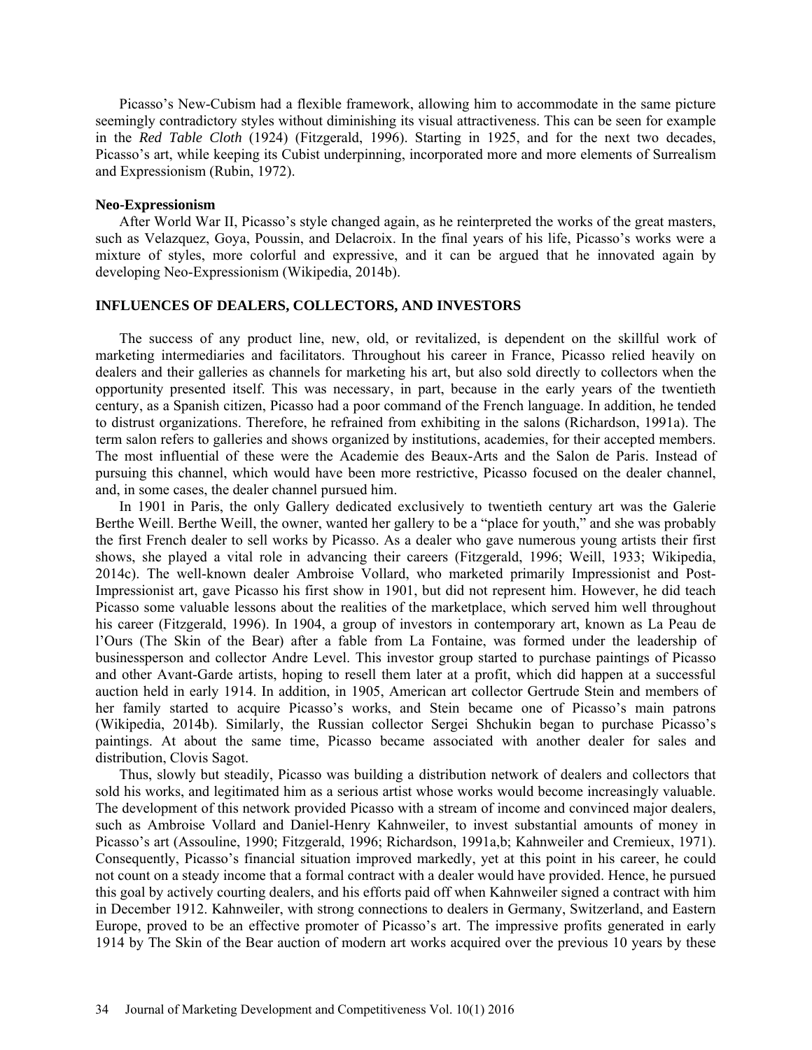Picasso's New-Cubism had a flexible framework, allowing him to accommodate in the same picture seemingly contradictory styles without diminishing its visual attractiveness. This can be seen for example in the *Red Table Cloth* (1924) (Fitzgerald, 1996). Starting in 1925, and for the next two decades, Picasso's art, while keeping its Cubist underpinning, incorporated more and more elements of Surrealism and Expressionism (Rubin, 1972).

**Neo-Expressionism**

After World War II, Picasso's style changed again, as he reinterpreted the works of the great masters, such as Velazquez, Goya, Poussin, and Delacroix. In the final years of his life, Picasso's works were a mixture of styles, more colorful and expressive, and it can be argued that he innovated again by developing Neo-Expressionism (Wikipedia, 2014b).

## INFLUENCES OF DEALERS, COLLECTORS, AND INVESTORS

The success of any product line, new, old, or revitalized, is dependent on the skillful work of marketing intermediaries and facilitators. Throughout his career in France, Picasso relied heavily on dealers and their galleries as channels for marketing his art, but also sold directly to collectors when the opportunity presented itself. This was necessary, in part, because in the early years of the twentieth century, as a Spanish citizen, Picasso had a poor command of the French language. In addition, he tended to distrust organizations. Therefore, he refrained from exhibiting in the salons (Richardson, 1991a). The term salon refers to galleries and shows organized by institutions, academies, for their accepted members. The most influential of these were the Academie des Beaux-Arts and the Salon de Paris. Instead of pursuing this channel, which would have been more restrictive, Picasso focused on the dealer channel, and, in some cases, the dealer channel pursued him.

In 1901 in Paris, the only Gallery dedicated exclusively to twentieth century art was the Galerie Berthe Weill. Berthe Weill, the owner, wanted her gallery to be a "place for youth," and she was probably the first French dealer to sell works by Picasso. As a dealer who gave numerous young artists their first shows, she played a vital role in advancing their careers (Fitzgerald, 1996; Weill, 1933; Wikipedia, 2014c). The well-known dealer Ambroise Vollard, who marketed primarily Impressionist and Post-Impressionist art, gave Picasso his first show in 1901, but did not represent him. However, he did teach Picasso some valuable lessons about the realities of the marketplace, which served him well throughout his career (Fitzgerald, 1996). In 1904, a group of investors in contemporary art, known as La Peau de l'Ours (The Skin of the Bear) after a fable from La Fontaine, was formed under the leadership of businessperson and collector Andre Level. This investor group started to purchase paintings of Picasso and other Avant-Garde artists, hoping to resell them later at a profit, which did happen at a successful auction held in early 1914. In addition, in 1905, American art collector Gertrude Stein and members of her family started to acquire Picasso's works, and Stein became one of Picasso's main patrons (Wikipedia, 2014b). Similarly, the Russian collector Sergei Shchukin began to purchase Picasso's paintings. At about the same time, Picasso became associated with another dealer for sales and distribution, Clovis Sagot.

Thus, slowly but steadily, Picasso was building a distribution network of dealers and collectors that sold his works, and legitimated him as a serious artist whose works would become increasingly valuable. The development of this network provided Picasso with a stream of income and convinced major dealers, such as Ambroise Vollard and Daniel-Henry Kahnweiler, to invest substantial amounts of money in Picasso's art (Assouline, 1990; Fitzgerald, 1996; Richardson, 1991a,b; Kahnweiler and Cremieux, 1971). Consequently, Picasso's financial situation improved markedly, yet at this point in his career, he could not count on a steady income that a formal contract with a dealer would have provided. Hence, he pursued this goal by actively courting dealers, and his efforts paid off when Kahnweiler signed a contract with him in December 1912. Kahnweiler, with strong connections to dealers in Germany, Switzerland, and Eastern Europe, proved to be an effective promoter of Picasso's art. The impressive profits generated in early 1914 by The Skin of the Bear auction of modern art works acquired over the previous 10 years by these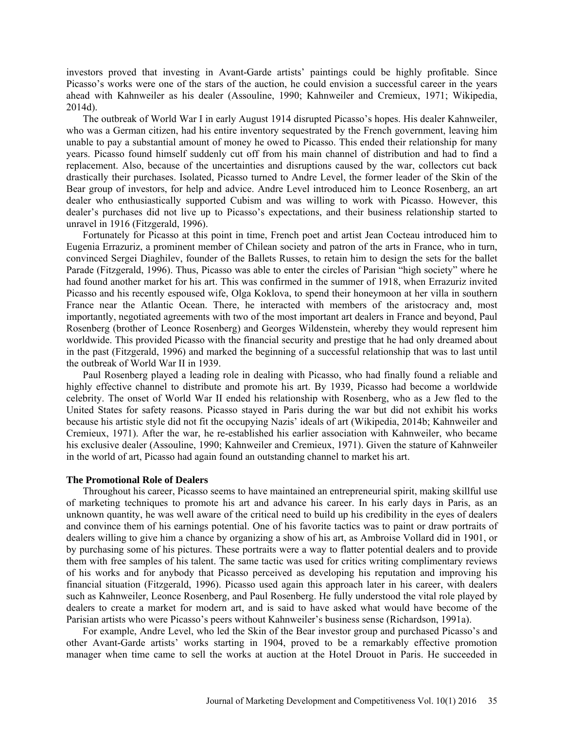investors proved that investing in Avant-Garde artists' paintings could be highly profitable. Since Picasso's works were one of the stars of the auction, he could envision a successful career in the years ahead with Kahnweiler as his dealer (Assouline, 1990; Kahnweiler and Cremieux, 1971; Wikipedia, 2014d).

The outbreak of World War I in early August 1914 disrupted Picasso's hopes. His dealer Kahnweiler, who was a German citizen, had his entire inventory sequestrated by the French government, leaving him unable to pay a substantial amount of money he owed to Picasso. This ended their relationship for many years. Picasso found himself suddenly cut off from his main channel of distribution and had to find a replacement. Also, because of the uncertainties and disruptions caused by the war, collectors cut back drastically their purchases. Isolated, Picasso turned to Andre Level, the former leader of the Skin of the Bear group of investors, for help and advice. Andre Level introduced him to Leonce Rosenberg, an art dealer who enthusiastically supported Cubism and was willing to work with Picasso. However, this dealer's purchases did not live up to Picasso's expectations, and their business relationship started to unravel in 1916 (Fitzgerald, 1996).

Fortunately for Picasso at this point in time, French poet and artist Jean Cocteau introduced him to Eugenia Errazuriz, a prominent member of Chilean society and patron of the arts in France, who in turn, convinced Sergei Diaghilev, founder of the Ballets Russes, to retain him to design the sets for the ballet Parade (Fitzgerald, 1996). Thus, Picasso was able to enter the circles of Parisian "high society" where he had found another market for his art. This was confirmed in the summer of 1918, when Errazuriz invited Picasso and his recently espoused wife, Olga Koklova, to spend their honeymoon at her villa in southern France near the Atlantic Ocean. There, he interacted with members of the aristocracy and, most importantly, negotiated agreements with two of the most important art dealers in France and beyond, Paul Rosenberg (brother of Leonce Rosenberg) and Georges Wildenstein, whereby they would represent him worldwide. This provided Picasso with the financial security and prestige that he had only dreamed about in the past (Fitzgerald, 1996) and marked the beginning of a successful relationship that was to last until the outbreak of World War II in 1939.

Paul Rosenberg played a leading role in dealing with Picasso, who had finally found a reliable and highly effective channel to distribute and promote his art. By 1939, Picasso had become a worldwide celebrity. The onset of World War II ended his relationship with Rosenberg, who as a Jew fled to the United States for safety reasons. Picasso stayed in Paris during the war but did not exhibit his works because his artistic style did not fit the occupying Nazis' ideals of art (Wikipedia, 2014b; Kahnweiler and Cremieux, 1971). After the war, he re-established his earlier association with Kahnweiler, who became his exclusive dealer (Assouline, 1990; Kahnweiler and Cremieux, 1971). Given the stature of Kahnweiler in the world of art, Picasso had again found an outstanding channel to market his art.

### The Promotional Role of Dealers

Throughout his career, Picasso seems to have maintained an entrepreneurial spirit, making skillful use of marketing techniques to promote his art and advance his career. In his early days in Paris, as an unknown quantity, he was well aware of the critical need to build up his credibility in the eyes of dealers and convince them of his earnings potential. One of his favorite tactics was to paint or draw portraits of dealers willing to give him a chance by organizing a show of his art, as Ambroise Vollard did in 1901, or by purchasing some of his pictures. These portraits were a way to flatter potential dealers and to provide them with free samples of his talent. The same tactic was used for critics writing complimentary reviews of his works and for anybody that Picasso perceived as developing his reputation and improving his financial situation (Fitzgerald, 1996). Picasso used again this approach later in his career, with dealers such as Kahnweiler, Leonce Rosenberg, and Paul Rosenberg. He fully understood the vital role played by dealers to create a market for modern art, and is said to have asked what would have become of the Parisian artists who were Picasso's peers without Kahnweiler's business sense (Richardson, 1991a).

For example, Andre Level, who led the Skin of the Bear investor group and purchased Picasso's and other Avant-Garde artists' works starting in 1904, proved to be a remarkably effective promotion manager when time came to sell the works at auction at the Hotel Drouot in Paris. He succeeded in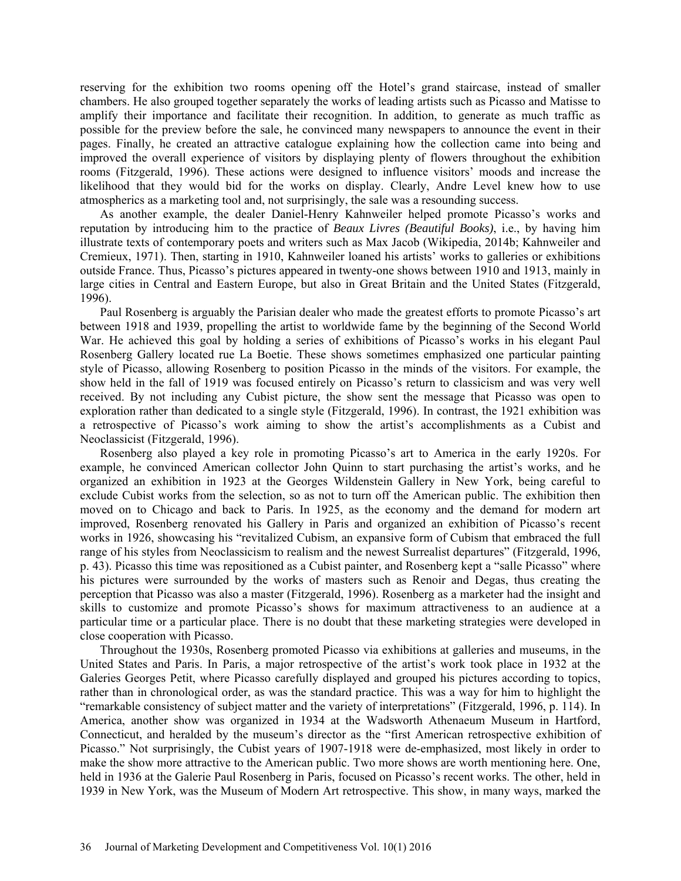reserving for the exhibition two rooms opening off the Hotel's grand staircase, instead of smaller chambers. He also grouped together separately the works of leading artists such as Picasso and Matisse to amplify their importance and facilitate their recognition. In addition, to generate as much traffic as possible for the preview before the sale, he convinced many newspapers to announce the event in their pages. Finally, he created an attractive catalogue explaining how the collection came into being and improved the overall experience of visitors by displaying plenty of flowers throughout the exhibition rooms (Fitzgerald, 1996). These actions were designed to influence visitors' moods and increase the likelihood that they would bid for the works on display. Clearly, Andre Level knew how to use atmospherics as a marketing tool and, not surprisingly, the sale was a resounding success.

As another example, the dealer Daniel-Henry Kahnweiler helped promote Picasso's works and reputation by introducing him to the practice of *Beaux Livres (Beautiful Books)*, i.e., by having him illustrate texts of contemporary poets and writers such as Max Jacob (Wikipedia, 2014b; Kahnweiler and Cremieux, 1971). Then, starting in 1910, Kahnweiler loaned his artists' works to galleries or exhibitions outside France. Thus, Picasso's pictures appeared in twenty-one shows between 1910 and 1913, mainly in large cities in Central and Eastern Europe, but also in Great Britain and the United States (Fitzgerald, 1996).

Paul Rosenberg is arguably the Parisian dealer who made the greatest efforts to promote Picasso's art between 1918 and 1939, propelling the artist to worldwide fame by the beginning of the Second World War. He achieved this goal by holding a series of exhibitions of Picasso's works in his elegant Paul Rosenberg Gallery located rue La Boetie. These shows sometimes emphasized one particular painting style of Picasso, allowing Rosenberg to position Picasso in the minds of the visitors. For example, the show held in the fall of 1919 was focused entirely on Picasso's return to classicism and was very well received. By not including any Cubist picture, the show sent the message that Picasso was open to exploration rather than dedicated to a single style (Fitzgerald, 1996). In contrast, the 1921 exhibition was a retrospective of Picasso's work aiming to show the artist's accomplishments as a Cubist and Neoclassicist (Fitzgerald, 1996).

Rosenberg also played a key role in promoting Picasso's art to America in the early 1920s. For example, he convinced American collector John Quinn to start purchasing the artist's works, and he organized an exhibition in 1923 at the Georges Wildenstein Gallery in New York, being careful to exclude Cubist works from the selection, so as not to turn off the American public. The exhibition then moved on to Chicago and back to Paris. In 1925, as the economy and the demand for modern art improved, Rosenberg renovated his Gallery in Paris and organized an exhibition of Picasso's recent works in 1926, showcasing his "revitalized Cubism, an expansive form of Cubism that embraced the full range of his styles from Neoclassicism to realism and the newest Surrealist departures" (Fitzgerald, 1996, p. 43). Picasso this time was repositioned as a Cubist painter, and Rosenberg kept a "salle Picasso" where his pictures were surrounded by the works of masters such as Renoir and Degas, thus creating the perception that Picasso was also a master (Fitzgerald, 1996). Rosenberg as a marketer had the insight and skills to customize and promote Picasso's shows for maximum attractiveness to an audience at a particular time or a particular place. There is no doubt that these marketing strategies were developed in close cooperation with Picasso.

Throughout the 1930s, Rosenberg promoted Picasso via exhibitions at galleries and museums, in the United States and Paris. In Paris, a major retrospective of the artist's work took place in 1932 at the Galeries Georges Petit, where Picasso carefully displayed and grouped his pictures according to topics, rather than in chronological order, as was the standard practice. This was a way for him to highlight the "remarkable consistency of subject matter and the variety of interpretations" (Fitzgerald, 1996, p. 114). In America, another show was organized in 1934 at the Wadsworth Athenaeum Museum in Hartford, Connecticut, and heralded by the museum's director as the "first American retrospective exhibition of Picasso." Not surprisingly, the Cubist years of 1907-1918 were de-emphasized, most likely in order to make the show more attractive to the American public. Two more shows are worth mentioning here. One, held in 1936 at the Galerie Paul Rosenberg in Paris, focused on Picasso's recent works. The other, held in 1939 in New York, was the Museum of Modern Art retrospective. This show, in many ways, marked the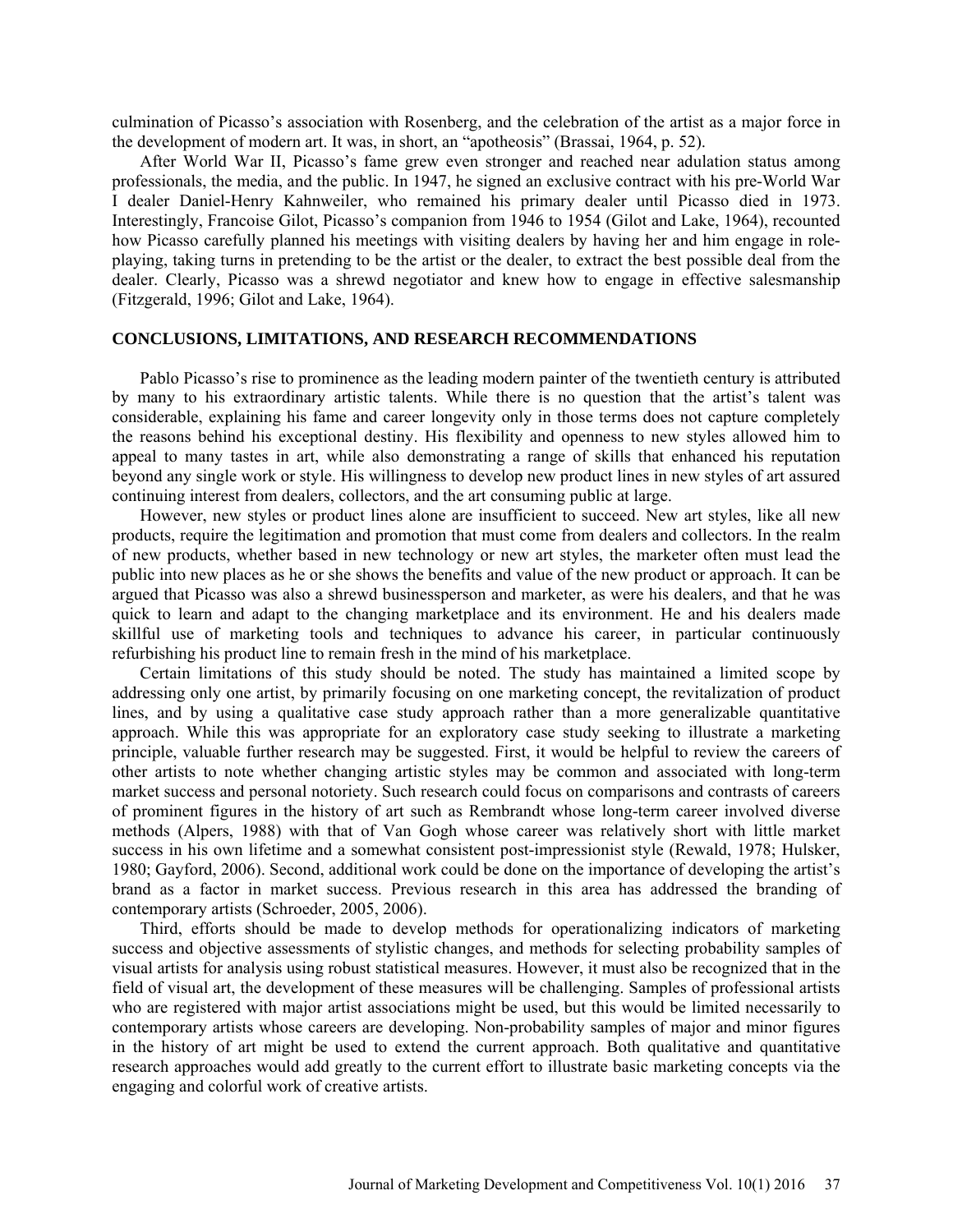culmination of Picasso's association with Rosenberg, and the celebration of the artist as a major force in the development of modern art. It was, in short, an "apotheosis" (Brassai, 1964, p. 52).

After World War II, Picasso's fame grew even stronger and reached near adulation status among professionals, the media, and the public. In 1947, he signed an exclusive contract with his pre-World War I dealer Daniel-Henry Kahnweiler, who remained his primary dealer until Picasso died in 1973. Interestingly, Francoise Gilot, Picasso's companion from 1946 to 1954 (Gilot and Lake, 1964), recounted how Picasso carefully planned his meetings with visiting dealers by having her and him engage in role-playing, taking turns in pretending to be the artist or the dealer, to extract the best possible deal from the dealer. Clearly, Picasso was a shrewd negotiator and knew how to engage in effective salesmanship (Fitzgerald, 1996; Gilot and Lake, 1964).

## CONCLUSIONS, LIMITATIONS, AND RESEARCH RECOMMENDATIONS

Pablo Picasso's rise to prominence as the leading modern painter of the twentieth century is attributed by many to his extraordinary artistic talents. While there is no question that the artist's talent was considerable, explaining his fame and career longevity only in those terms does not capture completely the reasons behind his exceptional destiny. His flexibility and openness to new styles allowed him to appeal to many tastes in art, while also demonstrating a range of skills that enhanced his reputation beyond any single work or style. His willingness to develop new product lines in new styles of art assured continuing interest from dealers, collectors, and the art consuming public at large.

However, new styles or product lines alone are insufficient to succeed. New art styles, like all new products, require the legitimation and promotion that must come from dealers and collectors. In the realm of new products, whether based in new technology or new art styles, the marketer often must lead the public into new places as he or she shows the benefits and value of the new product or approach. It can be argued that Picasso was also a shrewd businessperson and marketer, as were his dealers, and that he was quick to learn and adapt to the changing marketplace and its environment. He and his dealers made skillful use of marketing tools and techniques to advance his career, in particular continuously refurbishing his product line to remain fresh in the mind of his marketplace.

Certain limitations of this study should be noted. The study has maintained a limited scope by addressing only one artist, by primarily focusing on one marketing concept, the revitalization of product lines, and by using a qualitative case study approach rather than a more generalizable quantitative approach. While this was appropriate for an exploratory case study seeking to illustrate a marketing principle, valuable further research may be suggested. First, it would be helpful to review the careers of other artists to note whether changing artistic styles may be common and associated with long-term market success and personal notoriety. Such research could focus on comparisons and contrasts of careers of prominent figures in the history of art such as Rembrandt whose long-term career involved diverse methods (Alpers, 1988) with that of Van Gogh whose career was relatively short with little market success in his own lifetime and a somewhat consistent post-impressionist style (Rewald, 1978; Hulsker, 1980; Gayford, 2006). Second, additional work could be done on the importance of developing the artist's brand as a factor in market success. Previous research in this area has addressed the branding of contemporary artists (Schroeder, 2005, 2006).

Third, efforts should be made to develop methods for operationalizing indicators of marketing success and objective assessments of stylistic changes, and methods for selecting probability samples of visual artists for analysis using robust statistical measures. However, it must also be recognized that in the field of visual art, the development of these measures will be challenging. Samples of professional artists who are registered with major artist associations might be used, but this would be limited necessarily to contemporary artists whose careers are developing. Non-probability samples of major and minor figures in the history of art might be used to extend the current approach. Both qualitative and quantitative research approaches would add greatly to the current effort to illustrate basic marketing concepts via the engaging and colorful work of creative artists.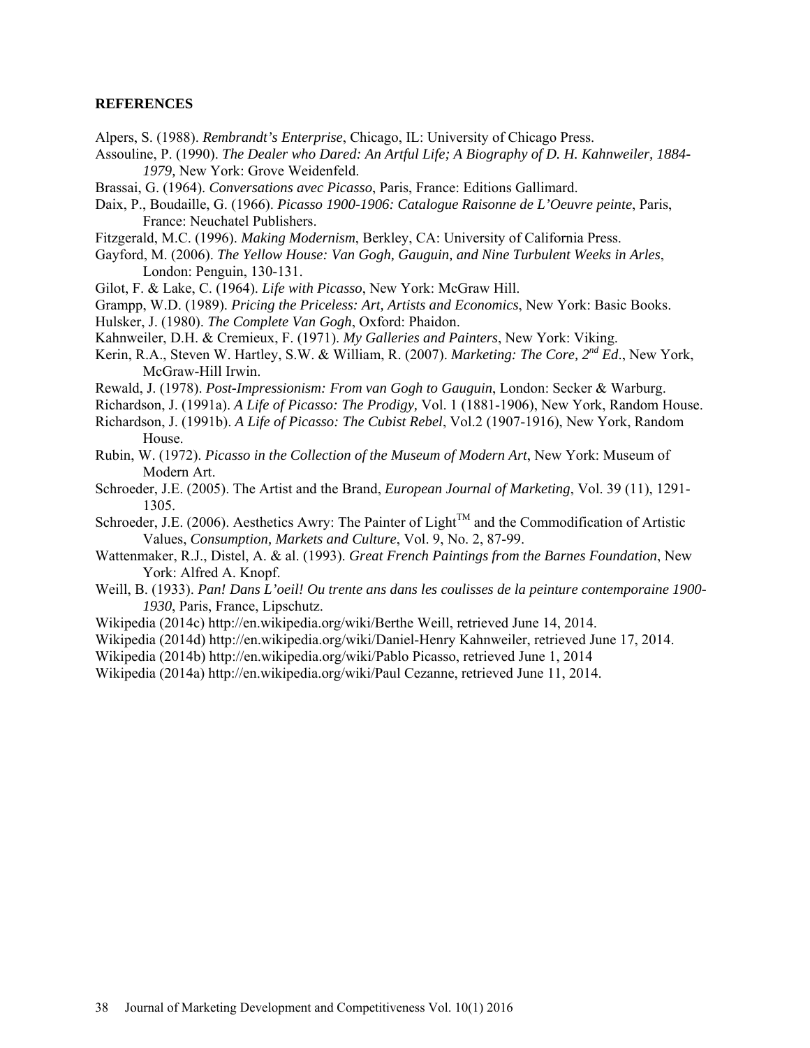**REFERENCES**

Alpers, S. (1988). *Rembrandt's Enterprise*, Chicago, IL: University of Chicago Press.

Assouline, P. (1990). *The Dealer who Dared: An Artful Life; A Biography of D. H. Kahnweiler, 1884-1979,* New York: Grove Weidenfeld.

Brassai, G. (1964). *Conversations avec Picasso*, Paris, France: Editions Gallimard.

Daix, P., Boudaille, G. (1966). *Picasso 1900-1906: Catalogue Raisonne de L'Oeuvre peinte*, Paris, France: Neuchatel Publishers.

Fitzgerald, M.C. (1996). *Making Modernism*, Berkley, CA: University of California Press.

Gayford, M. (2006). *The Yellow House: Van Gogh, Gauguin, and Nine Turbulent Weeks in Arles*, London: Penguin, 130-131.

Gilot, F. & Lake, C. (1964). *Life with Picasso*, New York: McGraw Hill.

Grampp, W.D. (1989). *Pricing the Priceless: Art, Artists and Economics*, New York: Basic Books.

Hulsker, J. (1980). *The Complete Van Gogh*, Oxford: Phaidon.

Kahnweiler, D.H. & Cremieux, F. (1971). *My Galleries and Painters*, New York: Viking.

Kerin, R.A., Steven W. Hartley, S.W. & William, R. (2007). *Marketing: The Core, 2nd Ed*., New York, McGraw-Hill Irwin.

Rewald, J. (1978). *Post-Impressionism: From van Gogh to Gauguin*, London: Secker & Warburg.

Richardson, J. (1991a). *A Life of Picasso: The Prodigy,* Vol. 1 (1881-1906), New York, Random House.

Richardson, J. (1991b). *A Life of Picasso: The Cubist Rebel*, Vol.2 (1907-1916), New York, Random House.

Rubin, W. (1972). *Picasso in the Collection of the Museum of Modern Art*, New York: Museum of Modern Art.

Schroeder, J.E. (2005). The Artist and the Brand, *European Journal of Marketing*, Vol. 39 (11), 1291-1305.

Schroeder, J.E. (2006). Aesthetics Awry: The Painter of Light™ and the Commodification of Artistic Values, *Consumption, Markets and Culture*, Vol. 9, No. 2, 87-99.

Wattenmaker, R.J., Distel, A. & al. (1993). *Great French Paintings from the Barnes Foundation*, New York: Alfred A. Knopf.

Weill, B. (1933). *Pan! Dans L'oeil! Ou trente ans dans les coulisses de la peinture contemporaine 1900-1930*, Paris, France, Lipschutz.

Wikipedia (2014c) http://en.wikipedia.org/wiki/Berthe Weill, retrieved June 14, 2014.

Wikipedia (2014d) http://en.wikipedia.org/wiki/Daniel-Henry Kahnweiler, retrieved June 17, 2014.

Wikipedia (2014b) http://en.wikipedia.org/wiki/Pablo Picasso, retrieved June 1, 2014

Wikipedia (2014a) http://en.wikipedia.org/wiki/Paul Cezanne, retrieved June 11, 2014.